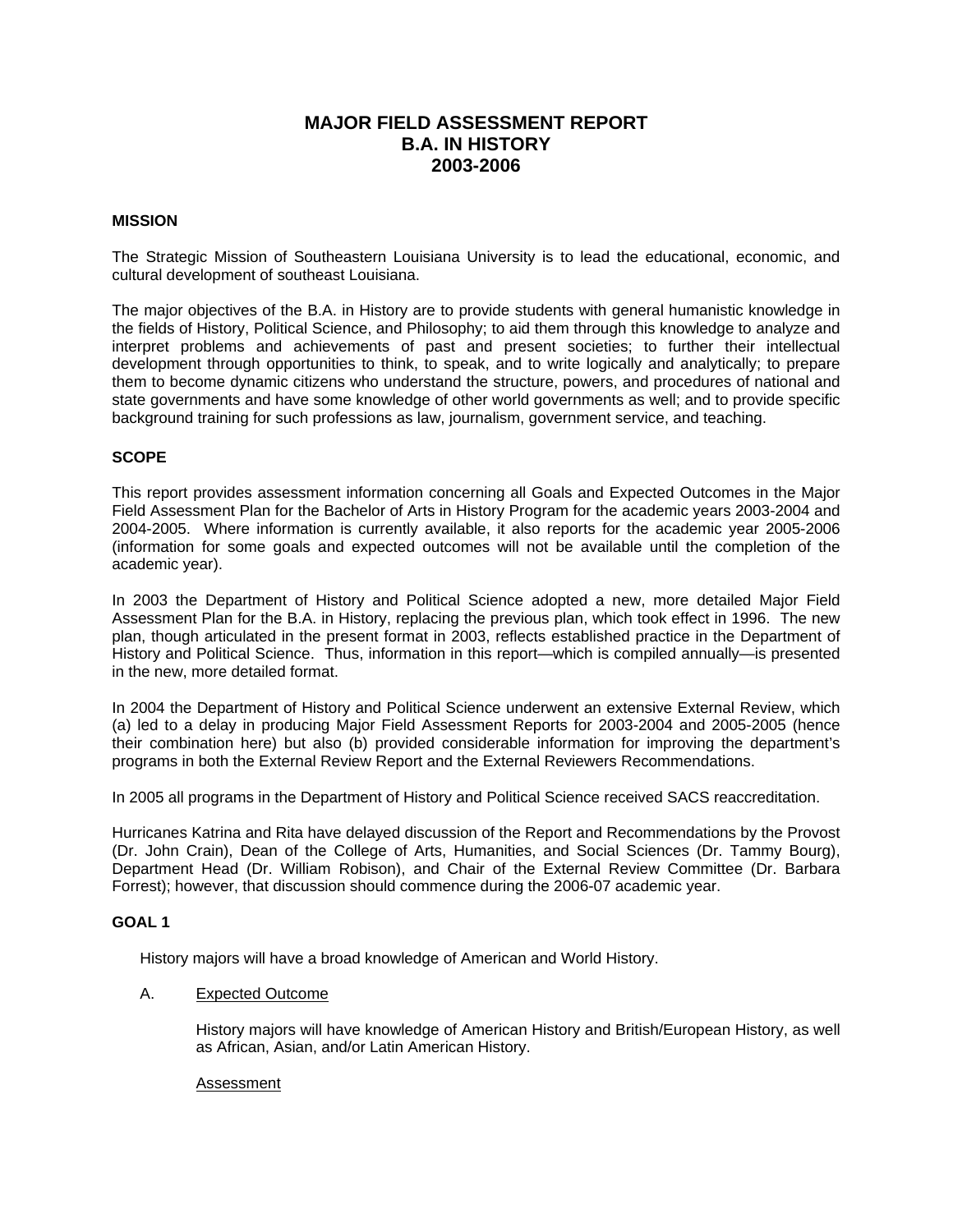# MAJOR FIELD ASSESSMENT REPORT
# B.A. IN HISTORY
# 2003-2006

## MISSION

The Strategic Mission of Southeastern Louisiana University is to lead the educational, economic, and cultural development of southeast Louisiana.

The major objectives of the B.A. in History are to provide students with general humanistic knowledge in the fields of History, Political Science, and Philosophy; to aid them through this knowledge to analyze and interpret problems and achievements of past and present societies; to further their intellectual development through opportunities to think, to speak, and to write logically and analytically; to prepare them to become dynamic citizens who understand the structure, powers, and procedures of national and state governments and have some knowledge of other world governments as well; and to provide specific background training for such professions as law, journalism, government service, and teaching.

## SCOPE

This report provides assessment information concerning all Goals and Expected Outcomes in the Major Field Assessment Plan for the Bachelor of Arts in History Program for the academic years 2003-2004 and 2004-2005. Where information is currently available, it also reports for the academic year 2005-2006 (information for some goals and expected outcomes will not be available until the completion of the academic year).

In 2003 the Department of History and Political Science adopted a new, more detailed Major Field Assessment Plan for the B.A. in History, replacing the previous plan, which took effect in 1996. The new plan, though articulated in the present format in 2003, reflects established practice in the Department of History and Political Science. Thus, information in this report—which is compiled annually—is presented in the new, more detailed format.

In 2004 the Department of History and Political Science underwent an extensive External Review, which (a) led to a delay in producing Major Field Assessment Reports for 2003-2004 and 2005-2005 (hence their combination here) but also (b) provided considerable information for improving the department's programs in both the External Review Report and the External Reviewers Recommendations.

In 2005 all programs in the Department of History and Political Science received SACS reaccreditation.

Hurricanes Katrina and Rita have delayed discussion of the Report and Recommendations by the Provost (Dr. John Crain), Dean of the College of Arts, Humanities, and Social Sciences (Dr. Tammy Bourg), Department Head (Dr. William Robison), and Chair of the External Review Committee (Dr. Barbara Forrest); however, that discussion should commence during the 2006-07 academic year.

## GOAL 1

History majors will have a broad knowledge of American and World History.

A. Expected Outcome

History majors will have knowledge of American History and British/European History, as well as African, Asian, and/or Latin American History.

Assessment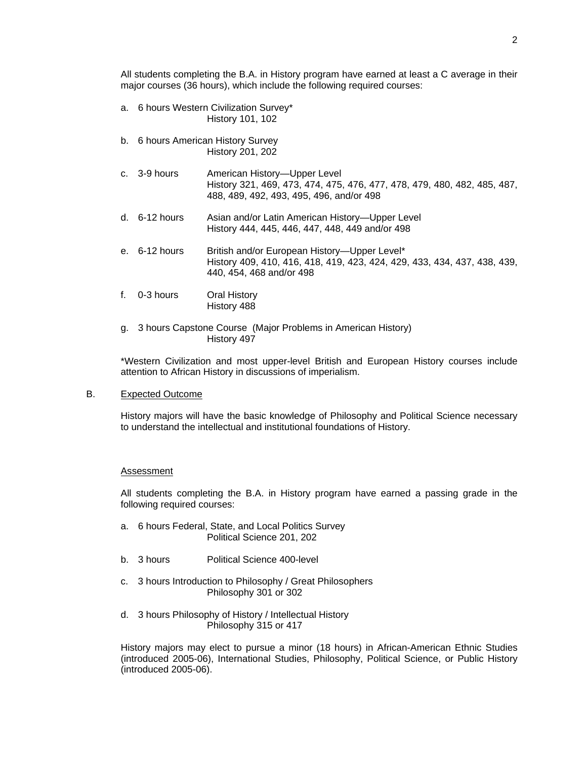All students completing the B.A. in History program have earned at least a C average in their major courses (36 hours), which include the following required courses:

a. 6 hours Western Civilization Survey*
   History 101, 102

b. 6 hours American History Survey
   History 201, 202

c. 3-9 hours American History—Upper Level
   History 321, 469, 473, 474, 475, 476, 477, 478, 479, 480, 482, 485, 487, 488, 489, 492, 493, 495, 496, and/or 498

d. 6-12 hours Asian and/or Latin American History—Upper Level
   History 444, 445, 446, 447, 448, 449 and/or 498

e. 6-12 hours British and/or European History—Upper Level*
   History 409, 410, 416, 418, 419, 423, 424, 429, 433, 434, 437, 438, 439, 440, 454, 468 and/or 498

f. 0-3 hours Oral History
   History 488

g. 3 hours Capstone Course (Major Problems in American History)
   History 497

*Western Civilization and most upper-level British and European History courses include attention to African History in discussions of imperialism.

B. <u>Expected Outcome</u>

History majors will have the basic knowledge of Philosophy and Political Science necessary to understand the intellectual and institutional foundations of History.

<u>Assessment</u>

All students completing the B.A. in History program have earned a passing grade in the following required courses:

a. 6 hours Federal, State, and Local Politics Survey
   Political Science 201, 202

b. 3 hours Political Science 400-level

c. 3 hours Introduction to Philosophy / Great Philosophers
   Philosophy 301 or 302

d. 3 hours Philosophy of History / Intellectual History
   Philosophy 315 or 417

History majors may elect to pursue a minor (18 hours) in African-American Ethnic Studies (introduced 2005-06), International Studies, Philosophy, Political Science, or Public History (introduced 2005-06).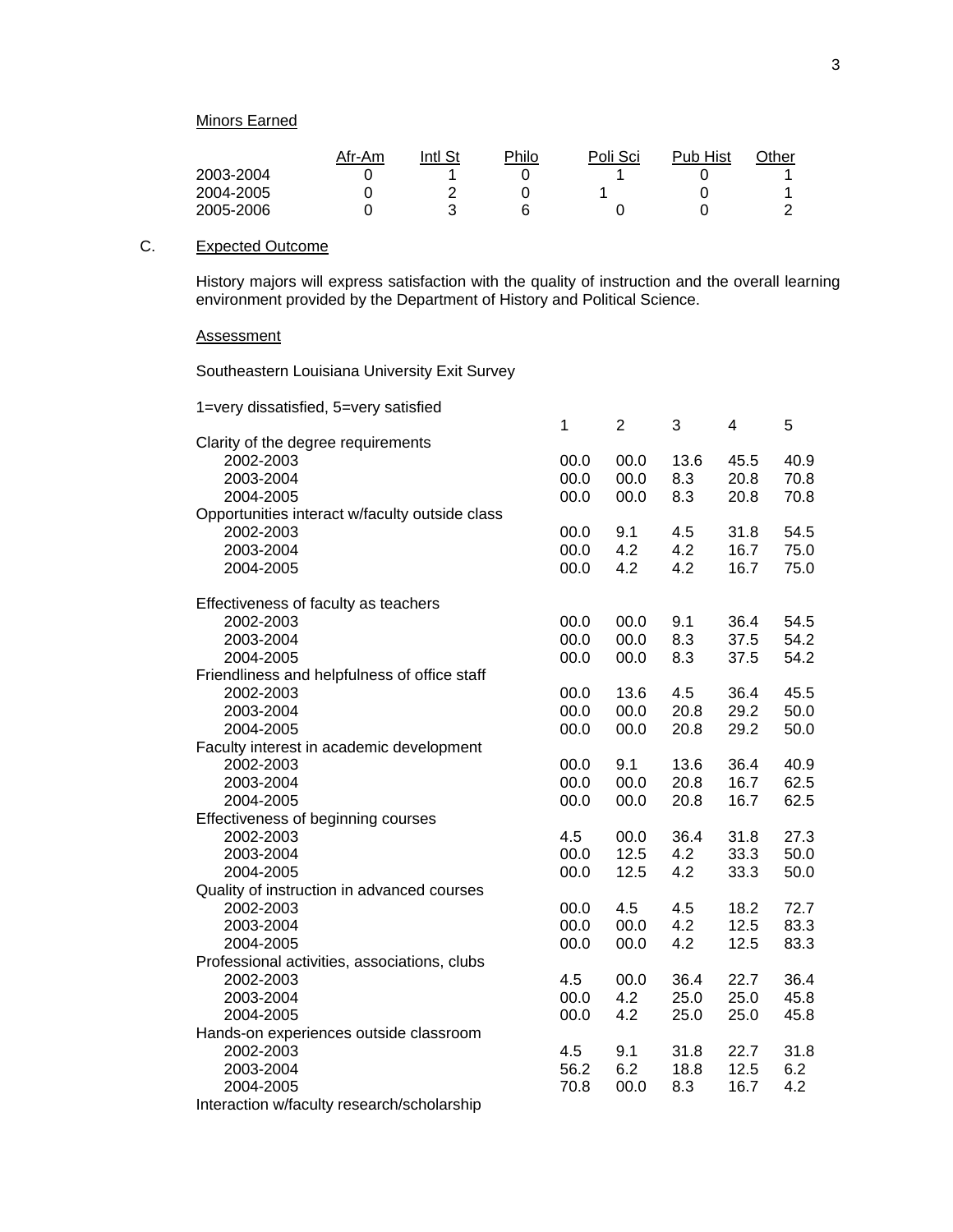Minors Earned

| | Afr-Am | Intl St | Philo | Poli Sci | Pub Hist | Other |
|---|---|---|---|---|---|---|
| 2003-2004 | 0 | 1 | 0 | 1 | 0 | 1 |
| 2004-2005 | 0 | 2 | 0 | 1 | 0 | 1 |
| 2005-2006 | 0 | 3 | 6 | 0 | 0 | 2 |

C. Expected Outcome

History majors will express satisfaction with the quality of instruction and the overall learning environment provided by the Department of History and Political Science.

Assessment

Southeastern Louisiana University Exit Survey

1=very dissatisfied, 5=very satisfied

| | 1 | 2 | 3 | 4 | 5 |
|---|---|---|---|---|---|
| Clarity of the degree requirements | | | | | |
| 2002-2003 | 00.0 | 00.0 | 13.6 | 45.5 | 40.9 |
| 2003-2004 | 00.0 | 00.0 | 8.3 | 20.8 | 70.8 |
| 2004-2005 | 00.0 | 00.0 | 8.3 | 20.8 | 70.8 |
| Opportunities interact w/faculty outside class | | | | | |
| 2002-2003 | 00.0 | 9.1 | 4.5 | 31.8 | 54.5 |
| 2003-2004 | 00.0 | 4.2 | 4.2 | 16.7 | 75.0 |
| 2004-2005 | 00.0 | 4.2 | 4.2 | 16.7 | 75.0 |
| Effectiveness of faculty as teachers | | | | | |
| 2002-2003 | 00.0 | 00.0 | 9.1 | 36.4 | 54.5 |
| 2003-2004 | 00.0 | 00.0 | 8.3 | 37.5 | 54.2 |
| 2004-2005 | 00.0 | 00.0 | 8.3 | 37.5 | 54.2 |
| Friendliness and helpfulness of office staff | | | | | |
| 2002-2003 | 00.0 | 13.6 | 4.5 | 36.4 | 45.5 |
| 2003-2004 | 00.0 | 00.0 | 20.8 | 29.2 | 50.0 |
| 2004-2005 | 00.0 | 00.0 | 20.8 | 29.2 | 50.0 |
| Faculty interest in academic development | | | | | |
| 2002-2003 | 00.0 | 9.1 | 13.6 | 36.4 | 40.9 |
| 2003-2004 | 00.0 | 00.0 | 20.8 | 16.7 | 62.5 |
| 2004-2005 | 00.0 | 00.0 | 20.8 | 16.7 | 62.5 |
| Effectiveness of beginning courses | | | | | |
| 2002-2003 | 4.5 | 00.0 | 36.4 | 31.8 | 27.3 |
| 2003-2004 | 00.0 | 12.5 | 4.2 | 33.3 | 50.0 |
| 2004-2005 | 00.0 | 12.5 | 4.2 | 33.3 | 50.0 |
| Quality of instruction in advanced courses | | | | | |
| 2002-2003 | 00.0 | 4.5 | 4.5 | 18.2 | 72.7 |
| 2003-2004 | 00.0 | 00.0 | 4.2 | 12.5 | 83.3 |
| 2004-2005 | 00.0 | 00.0 | 4.2 | 12.5 | 83.3 |
| Professional activities, associations, clubs | | | | | |
| 2002-2003 | 4.5 | 00.0 | 36.4 | 22.7 | 36.4 |
| 2003-2004 | 00.0 | 4.2 | 25.0 | 25.0 | 45.8 |
| 2004-2005 | 00.0 | 4.2 | 25.0 | 25.0 | 45.8 |
| Hands-on experiences outside classroom | | | | | |
| 2002-2003 | 4.5 | 9.1 | 31.8 | 22.7 | 31.8 |
| 2003-2004 | 56.2 | 6.2 | 18.8 | 12.5 | 6.2 |
| 2004-2005 | 70.8 | 00.0 | 8.3 | 16.7 | 4.2 |
| Interaction w/faculty research/scholarship | | | | | |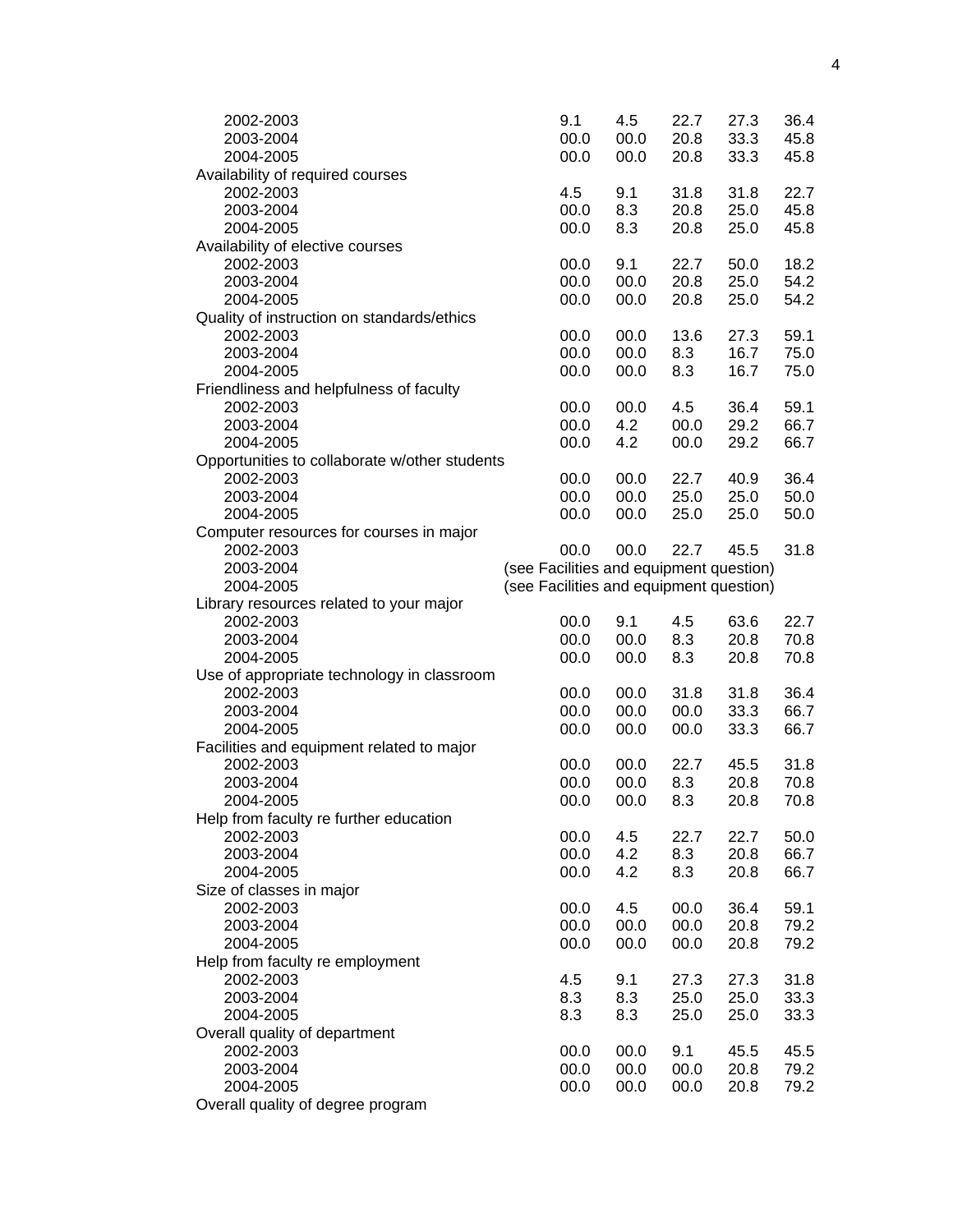| | | | | | |
|---|---|---|---|---|---|
| 2002-2003 | 9.1 | 4.5 | 22.7 | 27.3 | 36.4 |
| 2003-2004 | 00.0 | 00.0 | 20.8 | 33.3 | 45.8 |
| 2004-2005 | 00.0 | 00.0 | 20.8 | 33.3 | 45.8 |
| Availability of required courses | | | | | |
| 2002-2003 | 4.5 | 9.1 | 31.8 | 31.8 | 22.7 |
| 2003-2004 | 00.0 | 8.3 | 20.8 | 25.0 | 45.8 |
| 2004-2005 | 00.0 | 8.3 | 20.8 | 25.0 | 45.8 |
| Availability of elective courses | | | | | |
| 2002-2003 | 00.0 | 9.1 | 22.7 | 50.0 | 18.2 |
| 2003-2004 | 00.0 | 00.0 | 20.8 | 25.0 | 54.2 |
| 2004-2005 | 00.0 | 00.0 | 20.8 | 25.0 | 54.2 |
| Quality of instruction on standards/ethics | | | | | |
| 2002-2003 | 00.0 | 00.0 | 13.6 | 27.3 | 59.1 |
| 2003-2004 | 00.0 | 00.0 | 8.3 | 16.7 | 75.0 |
| 2004-2005 | 00.0 | 00.0 | 8.3 | 16.7 | 75.0 |
| Friendliness and helpfulness of faculty | | | | | |
| 2002-2003 | 00.0 | 00.0 | 4.5 | 36.4 | 59.1 |
| 2003-2004 | 00.0 | 4.2 | 00.0 | 29.2 | 66.7 |
| 2004-2005 | 00.0 | 4.2 | 00.0 | 29.2 | 66.7 |
| Opportunities to collaborate w/other students | | | | | |
| 2002-2003 | 00.0 | 00.0 | 22.7 | 40.9 | 36.4 |
| 2003-2004 | 00.0 | 00.0 | 25.0 | 25.0 | 50.0 |
| 2004-2005 | 00.0 | 00.0 | 25.0 | 25.0 | 50.0 |
| Computer resources for courses in major | | | | | |
| 2002-2003 | 00.0 | 00.0 | 22.7 | 45.5 | 31.8 |
| 2003-2004 | (see Facilities and equipment question) | | | | |
| 2004-2005 | (see Facilities and equipment question) | | | | |
| Library resources related to your major | | | | | |
| 2002-2003 | 00.0 | 9.1 | 4.5 | 63.6 | 22.7 |
| 2003-2004 | 00.0 | 00.0 | 8.3 | 20.8 | 70.8 |
| 2004-2005 | 00.0 | 00.0 | 8.3 | 20.8 | 70.8 |
| Use of appropriate technology in classroom | | | | | |
| 2002-2003 | 00.0 | 00.0 | 31.8 | 31.8 | 36.4 |
| 2003-2004 | 00.0 | 00.0 | 00.0 | 33.3 | 66.7 |
| 2004-2005 | 00.0 | 00.0 | 00.0 | 33.3 | 66.7 |
| Facilities and equipment related to major | | | | | |
| 2002-2003 | 00.0 | 00.0 | 22.7 | 45.5 | 31.8 |
| 2003-2004 | 00.0 | 00.0 | 8.3 | 20.8 | 70.8 |
| 2004-2005 | 00.0 | 00.0 | 8.3 | 20.8 | 70.8 |
| Help from faculty re further education | | | | | |
| 2002-2003 | 00.0 | 4.5 | 22.7 | 22.7 | 50.0 |
| 2003-2004 | 00.0 | 4.2 | 8.3 | 20.8 | 66.7 |
| 2004-2005 | 00.0 | 4.2 | 8.3 | 20.8 | 66.7 |
| Size of classes in major | | | | | |
| 2002-2003 | 00.0 | 4.5 | 00.0 | 36.4 | 59.1 |
| 2003-2004 | 00.0 | 00.0 | 00.0 | 20.8 | 79.2 |
| 2004-2005 | 00.0 | 00.0 | 00.0 | 20.8 | 79.2 |
| Help from faculty re employment | | | | | |
| 2002-2003 | 4.5 | 9.1 | 27.3 | 27.3 | 31.8 |
| 2003-2004 | 8.3 | 8.3 | 25.0 | 25.0 | 33.3 |
| 2004-2005 | 8.3 | 8.3 | 25.0 | 25.0 | 33.3 |
| Overall quality of department | | | | | |
| 2002-2003 | 00.0 | 00.0 | 9.1 | 45.5 | 45.5 |
| 2003-2004 | 00.0 | 00.0 | 00.0 | 20.8 | 79.2 |
| 2004-2005 | 00.0 | 00.0 | 00.0 | 20.8 | 79.2 |
| Overall quality of degree program | | | | | |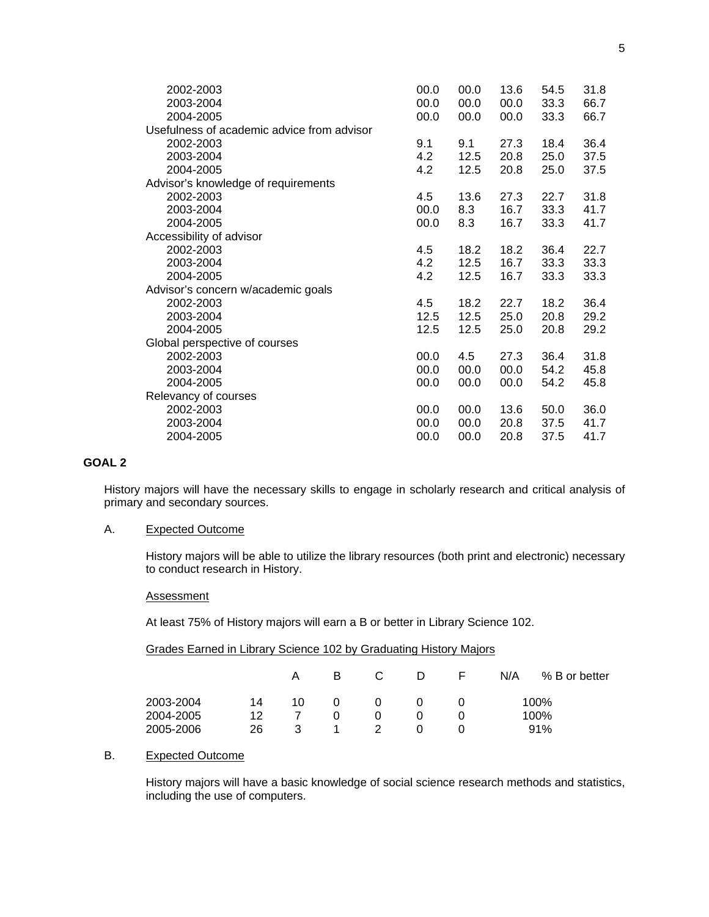| | | | | | |
|---|---|---|---|---|---|
| 2002-2003 | 00.0 | 00.0 | 13.6 | 54.5 | 31.8 |
| 2003-2004 | 00.0 | 00.0 | 00.0 | 33.3 | 66.7 |
| 2004-2005 | 00.0 | 00.0 | 00.0 | 33.3 | 66.7 |
| Usefulness of academic advice from advisor | | | | | |
| 2002-2003 | 9.1 | 9.1 | 27.3 | 18.4 | 36.4 |
| 2003-2004 | 4.2 | 12.5 | 20.8 | 25.0 | 37.5 |
| 2004-2005 | 4.2 | 12.5 | 20.8 | 25.0 | 37.5 |
| Advisor's knowledge of requirements | | | | | |
| 2002-2003 | 4.5 | 13.6 | 27.3 | 22.7 | 31.8 |
| 2003-2004 | 00.0 | 8.3 | 16.7 | 33.3 | 41.7 |
| 2004-2005 | 00.0 | 8.3 | 16.7 | 33.3 | 41.7 |
| Accessibility of advisor | | | | | |
| 2002-2003 | 4.5 | 18.2 | 18.2 | 36.4 | 22.7 |
| 2003-2004 | 4.2 | 12.5 | 16.7 | 33.3 | 33.3 |
| 2004-2005 | 4.2 | 12.5 | 16.7 | 33.3 | 33.3 |
| Advisor's concern w/academic goals | | | | | |
| 2002-2003 | 4.5 | 18.2 | 22.7 | 18.2 | 36.4 |
| 2003-2004 | 12.5 | 12.5 | 25.0 | 20.8 | 29.2 |
| 2004-2005 | 12.5 | 12.5 | 25.0 | 20.8 | 29.2 |
| Global perspective of courses | | | | | |
| 2002-2003 | 00.0 | 4.5 | 27.3 | 36.4 | 31.8 |
| 2003-2004 | 00.0 | 00.0 | 00.0 | 54.2 | 45.8 |
| 2004-2005 | 00.0 | 00.0 | 00.0 | 54.2 | 45.8 |
| Relevancy of courses | | | | | |
| 2002-2003 | 00.0 | 00.0 | 13.6 | 50.0 | 36.0 |
| 2003-2004 | 00.0 | 00.0 | 20.8 | 37.5 | 41.7 |
| 2004-2005 | 00.0 | 00.0 | 20.8 | 37.5 | 41.7 |

**GOAL 2**

History majors will have the necessary skills to engage in scholarly research and critical analysis of primary and secondary sources.

A. Expected Outcome

History majors will be able to utilize the library resources (both print and electronic) necessary to conduct research in History.

Assessment

At least 75% of History majors will earn a B or better in Library Science 102.

Grades Earned in Library Science 102 by Graduating History Majors

| | A | B | C | D | F | N/A | % B or better |
|---|---|---|---|---|---|---|---|
| 2003-2004 | 14 | 10 | 0 | 0 | 0 | 0 | 100% |
| 2004-2005 | 12 | 7 | 0 | 0 | 0 | 0 | 100% |
| 2005-2006 | 26 | 3 | 1 | 2 | 0 | 0 | 91% |

B. Expected Outcome

History majors will have a basic knowledge of social science research methods and statistics, including the use of computers.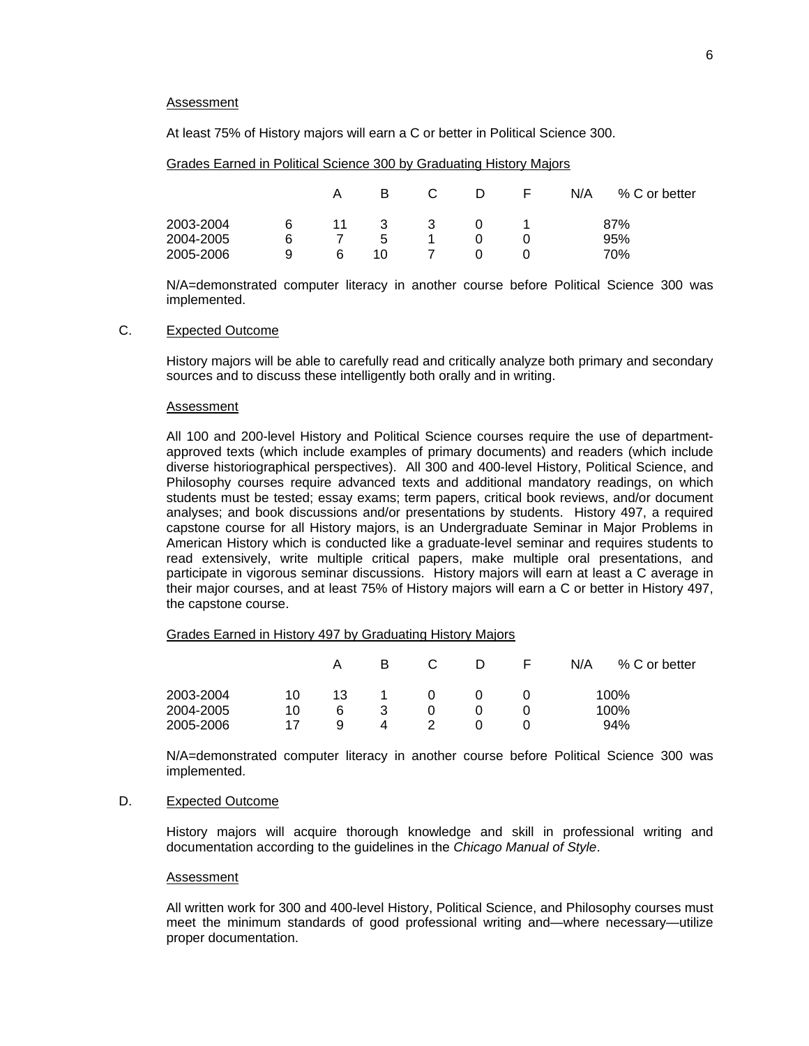Assessment

At least 75% of History majors will earn a C or better in Political Science 300.

Grades Earned in Political Science 300 by Graduating History Majors

| | | A | B | C | D | F | N/A | % C or better |
|---|---|---|---|---|---|---|---|---|
| 2003-2004 | 6 | 11 | 3 | 3 | 0 | 1 | | 87% |
| 2004-2005 | 6 | 7 | 5 | 1 | 0 | 0 | | 95% |
| 2005-2006 | 9 | 6 | 10 | 7 | 0 | 0 | | 70% |

N/A=demonstrated computer literacy in another course before Political Science 300 was implemented.

C. Expected Outcome

History majors will be able to carefully read and critically analyze both primary and secondary sources and to discuss these intelligently both orally and in writing.

Assessment

All 100 and 200-level History and Political Science courses require the use of department-approved texts (which include examples of primary documents) and readers (which include diverse historiographical perspectives). All 300 and 400-level History, Political Science, and Philosophy courses require advanced texts and additional mandatory readings, on which students must be tested; essay exams; term papers, critical book reviews, and/or document analyses; and book discussions and/or presentations by students. History 497, a required capstone course for all History majors, is an Undergraduate Seminar in Major Problems in American History which is conducted like a graduate-level seminar and requires students to read extensively, write multiple critical papers, make multiple oral presentations, and participate in vigorous seminar discussions. History majors will earn at least a C average in their major courses, and at least 75% of History majors will earn a C or better in History 497, the capstone course.

Grades Earned in History 497 by Graduating History Majors

| | | A | B | C | D | F | N/A | % C or better |
|---|---|---|---|---|---|---|---|---|
| 2003-2004 | 10 | 13 | 1 | 0 | 0 | 0 | | 100% |
| 2004-2005 | 10 | 6 | 3 | 0 | 0 | 0 | | 100% |
| 2005-2006 | 17 | 9 | 4 | 2 | 0 | 0 | | 94% |

N/A=demonstrated computer literacy in another course before Political Science 300 was implemented.

D. Expected Outcome

History majors will acquire thorough knowledge and skill in professional writing and documentation according to the guidelines in the *Chicago Manual of Style*.

Assessment

All written work for 300 and 400-level History, Political Science, and Philosophy courses must meet the minimum standards of good professional writing and—where necessary—utilize proper documentation.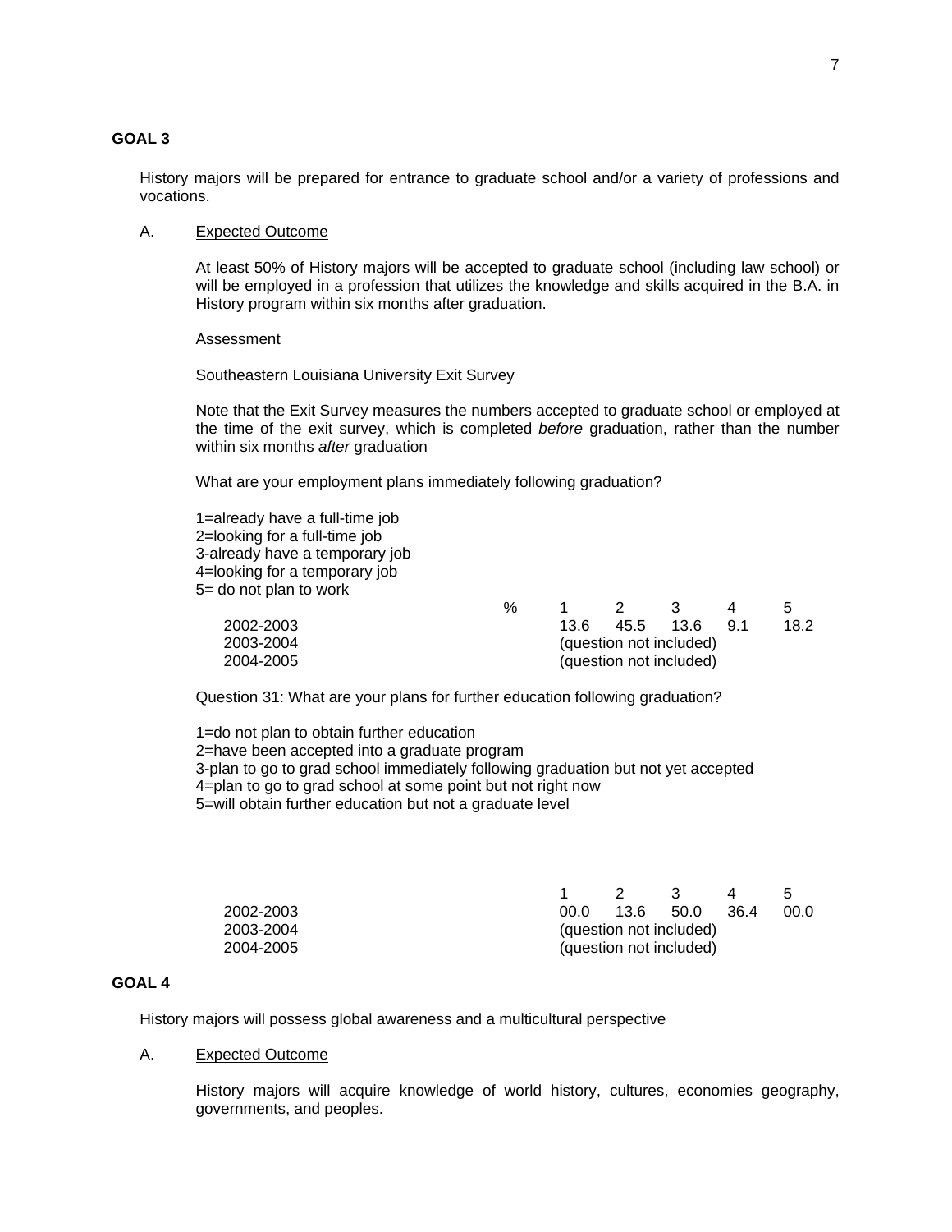**GOAL 3**

History majors will be prepared for entrance to graduate school and/or a variety of professions and vocations.

A. Expected Outcome

At least 50% of History majors will be accepted to graduate school (including law school) or will be employed in a profession that utilizes the knowledge and skills acquired in the B.A. in History program within six months after graduation.

Assessment

Southeastern Louisiana University Exit Survey

Note that the Exit Survey measures the numbers accepted to graduate school or employed at the time of the exit survey, which is completed *before* graduation, rather than the number within six months *after* graduation

What are your employment plans immediately following graduation?

1=already have a full-time job
2=looking for a full-time job
3-already have a temporary job
4=looking for a temporary job
5= do not plan to work

| % | 1 | 2 | 3 | 4 | 5 |
|---|---|---|---|---|---|
| 2002-2003 | 13.6 | 45.5 | 13.6 | 9.1 | 18.2 |
| 2003-2004 | (question not included) | | | | |
| 2004-2005 | (question not included) | | | | |

Question 31: What are your plans for further education following graduation?

1=do not plan to obtain further education
2=have been accepted into a graduate program
3-plan to go to grad school immediately following graduation but not yet accepted
4=plan to go to grad school at some point but not right now
5=will obtain further education but not a graduate level

| | 1 | 2 | 3 | 4 | 5 |
|---|---|---|---|---|---|
| 2002-2003 | 00.0 | 13.6 | 50.0 | 36.4 | 00.0 |
| 2003-2004 | (question not included) | | | | |
| 2004-2005 | (question not included) | | | | |

**GOAL 4**

History majors will possess global awareness and a multicultural perspective

A. Expected Outcome

History majors will acquire knowledge of world history, cultures, economies geography, governments, and peoples.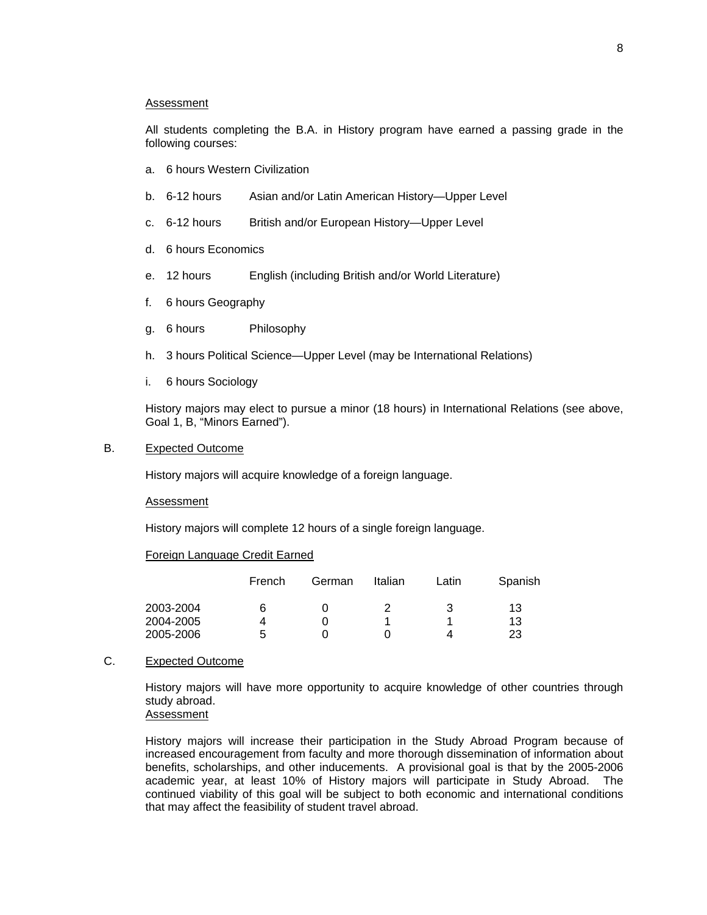Assessment

All students completing the B.A. in History program have earned a passing grade in the following courses:

a. 6 hours Western Civilization

b. 6-12 hours Asian and/or Latin American History—Upper Level

c. 6-12 hours British and/or European History—Upper Level

d. 6 hours Economics

e. 12 hours English (including British and/or World Literature)

f. 6 hours Geography

g. 6 hours Philosophy

h. 3 hours Political Science—Upper Level (may be International Relations)

i. 6 hours Sociology

History majors may elect to pursue a minor (18 hours) in International Relations (see above, Goal 1, B, "Minors Earned").

B. Expected Outcome

History majors will acquire knowledge of a foreign language.

Assessment

History majors will complete 12 hours of a single foreign language.

Foreign Language Credit Earned

| | French | German | Italian | Latin | Spanish |
|---|---|---|---|---|---|
| 2003-2004 | 6 | 0 | 2 | 3 | 13 |
| 2004-2005 | 4 | 0 | 1 | 1 | 13 |
| 2005-2006 | 5 | 0 | 0 | 4 | 23 |

C. Expected Outcome

History majors will have more opportunity to acquire knowledge of other countries through study abroad.

Assessment

History majors will increase their participation in the Study Abroad Program because of increased encouragement from faculty and more thorough dissemination of information about benefits, scholarships, and other inducements. A provisional goal is that by the 2005-2006 academic year, at least 10% of History majors will participate in Study Abroad. The continued viability of this goal will be subject to both economic and international conditions that may affect the feasibility of student travel abroad.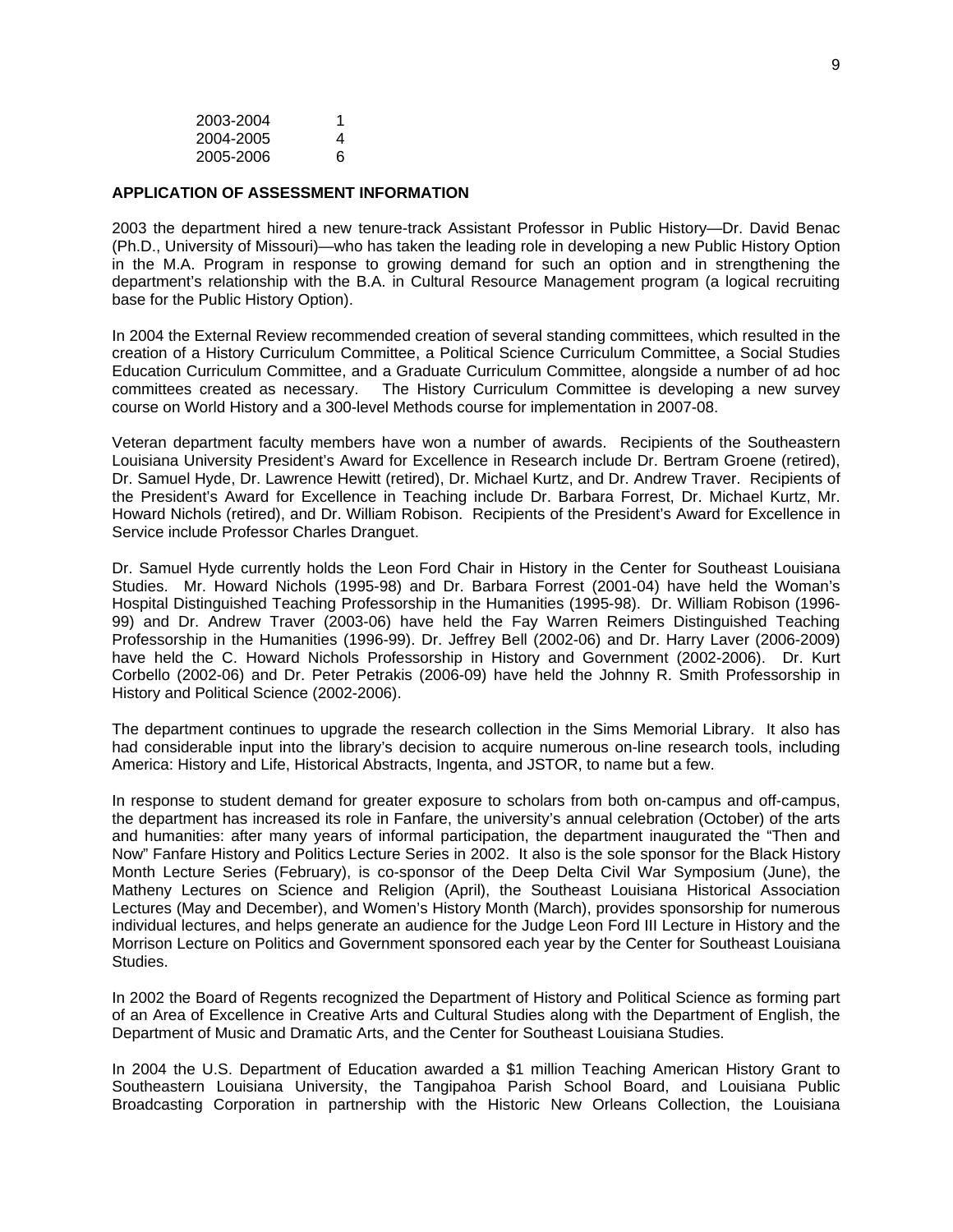| | |
|---|---|
| 2003-2004 | 1 |
| 2004-2005 | 4 |
| 2005-2006 | 6 |

**APPLICATION OF ASSESSMENT INFORMATION**

2003 the department hired a new tenure-track Assistant Professor in Public History—Dr. David Benac (Ph.D., University of Missouri)—who has taken the leading role in developing a new Public History Option in the M.A. Program in response to growing demand for such an option and in strengthening the department's relationship with the B.A. in Cultural Resource Management program (a logical recruiting base for the Public History Option).

In 2004 the External Review recommended creation of several standing committees, which resulted in the creation of a History Curriculum Committee, a Political Science Curriculum Committee, a Social Studies Education Curriculum Committee, and a Graduate Curriculum Committee, alongside a number of ad hoc committees created as necessary. The History Curriculum Committee is developing a new survey course on World History and a 300-level Methods course for implementation in 2007-08.

Veteran department faculty members have won a number of awards. Recipients of the Southeastern Louisiana University President's Award for Excellence in Research include Dr. Bertram Groene (retired), Dr. Samuel Hyde, Dr. Lawrence Hewitt (retired), Dr. Michael Kurtz, and Dr. Andrew Traver. Recipients of the President's Award for Excellence in Teaching include Dr. Barbara Forrest, Dr. Michael Kurtz, Mr. Howard Nichols (retired), and Dr. William Robison. Recipients of the President's Award for Excellence in Service include Professor Charles Dranguet.

Dr. Samuel Hyde currently holds the Leon Ford Chair in History in the Center for Southeast Louisiana Studies. Mr. Howard Nichols (1995-98) and Dr. Barbara Forrest (2001-04) have held the Woman's Hospital Distinguished Teaching Professorship in the Humanities (1995-98). Dr. William Robison (1996-99) and Dr. Andrew Traver (2003-06) have held the Fay Warren Reimers Distinguished Teaching Professorship in the Humanities (1996-99). Dr. Jeffrey Bell (2002-06) and Dr. Harry Laver (2006-2009) have held the C. Howard Nichols Professorship in History and Government (2002-2006). Dr. Kurt Corbello (2002-06) and Dr. Peter Petrakis (2006-09) have held the Johnny R. Smith Professorship in History and Political Science (2002-2006).

The department continues to upgrade the research collection in the Sims Memorial Library. It also has had considerable input into the library's decision to acquire numerous on-line research tools, including America: History and Life, Historical Abstracts, Ingenta, and JSTOR, to name but a few.

In response to student demand for greater exposure to scholars from both on-campus and off-campus, the department has increased its role in Fanfare, the university's annual celebration (October) of the arts and humanities: after many years of informal participation, the department inaugurated the "Then and Now" Fanfare History and Politics Lecture Series in 2002. It also is the sole sponsor for the Black History Month Lecture Series (February), is co-sponsor of the Deep Delta Civil War Symposium (June), the Matheny Lectures on Science and Religion (April), the Southeast Louisiana Historical Association Lectures (May and December), and Women's History Month (March), provides sponsorship for numerous individual lectures, and helps generate an audience for the Judge Leon Ford III Lecture in History and the Morrison Lecture on Politics and Government sponsored each year by the Center for Southeast Louisiana Studies.

In 2002 the Board of Regents recognized the Department of History and Political Science as forming part of an Area of Excellence in Creative Arts and Cultural Studies along with the Department of English, the Department of Music and Dramatic Arts, and the Center for Southeast Louisiana Studies.

In 2004 the U.S. Department of Education awarded a $1 million Teaching American History Grant to Southeastern Louisiana University, the Tangipahoa Parish School Board, and Louisiana Public Broadcasting Corporation in partnership with the Historic New Orleans Collection, the Louisiana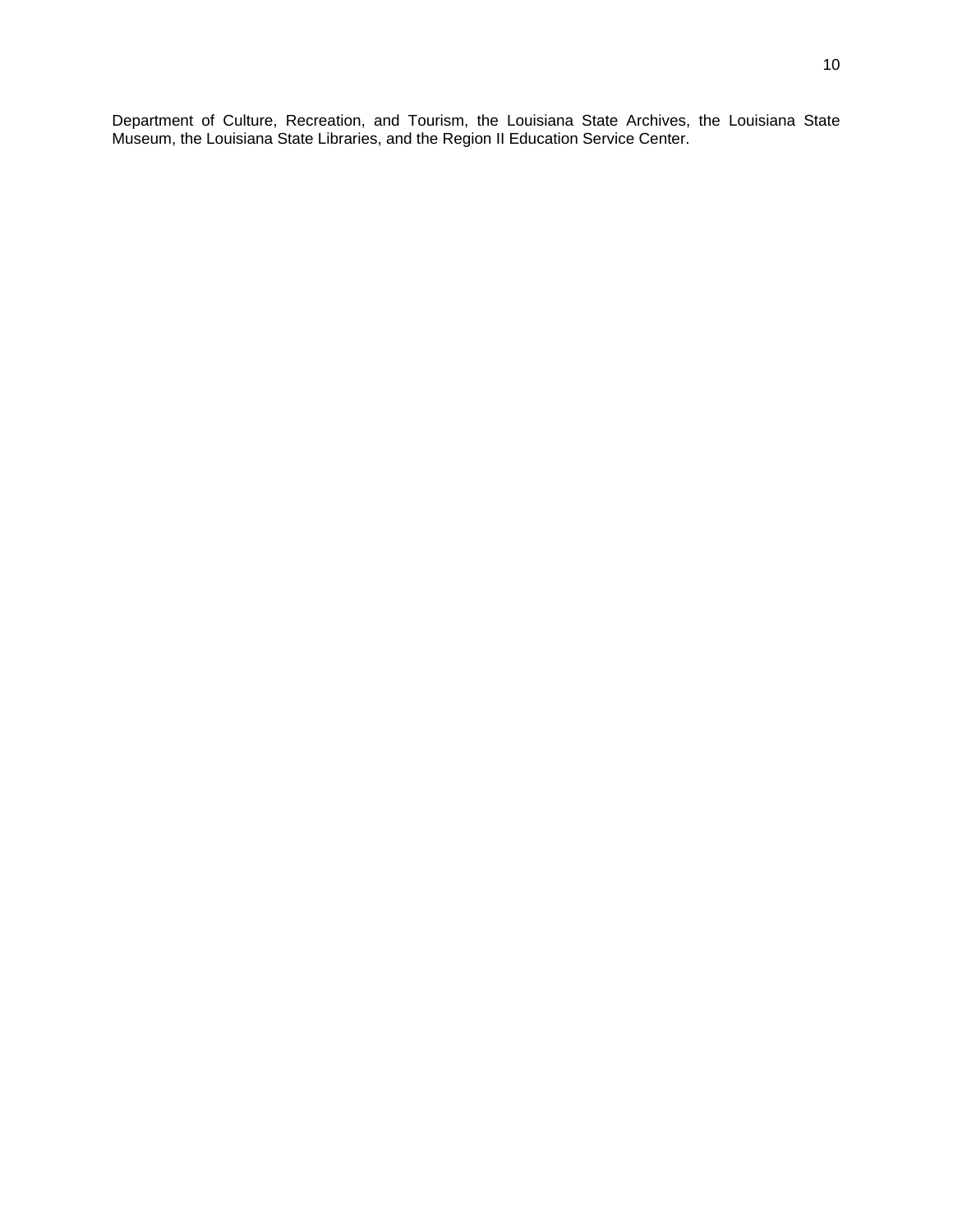Department of Culture, Recreation, and Tourism, the Louisiana State Archives, the Louisiana State Museum, the Louisiana State Libraries, and the Region II Education Service Center.